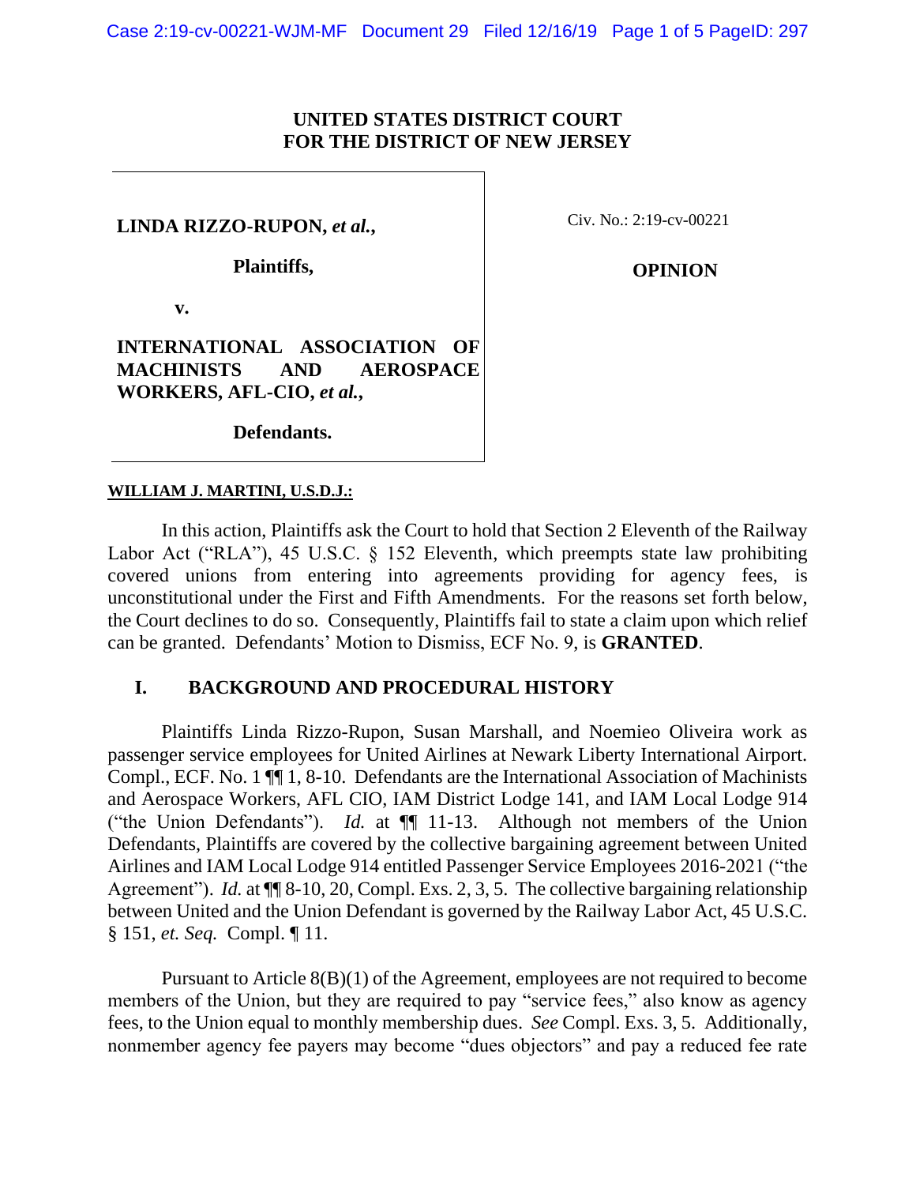**UNITED STATES DISTRICT COURT**
**FOR THE DISTRICT OF NEW JERSEY**

| | |
|---|---|
| **LINDA RIZZO-RUPON, *et al.*,** <br><br> **Plaintiffs,** <br><br> **v.** <br><br> **INTERNATIONAL ASSOCIATION OF MACHINISTS AND AEROSPACE WORKERS, AFL-CIO, *et al.*,** <br><br> **Defendants.** | Civ. No.: 2:19-cv-00221 <br><br> **OPINION** |

**WILLIAM J. MARTINI, U.S.D.J.:**

In this action, Plaintiffs ask the Court to hold that Section 2 Eleventh of the Railway Labor Act ("RLA"), 45 U.S.C. § 152 Eleventh, which preempts state law prohibiting covered unions from entering into agreements providing for agency fees, is unconstitutional under the First and Fifth Amendments. For the reasons set forth below, the Court declines to do so. Consequently, Plaintiffs fail to state a claim upon which relief can be granted. Defendants' Motion to Dismiss, ECF No. 9, is **GRANTED**.

## I. BACKGROUND AND PROCEDURAL HISTORY

Plaintiffs Linda Rizzo-Rupon, Susan Marshall, and Noemieo Oliveira work as passenger service employees for United Airlines at Newark Liberty International Airport. Compl., ECF. No. 1 ¶¶ 1, 8-10. Defendants are the International Association of Machinists and Aerospace Workers, AFL CIO, IAM District Lodge 141, and IAM Local Lodge 914 ("the Union Defendants"). *Id.* at ¶¶ 11-13. Although not members of the Union Defendants, Plaintiffs are covered by the collective bargaining agreement between United Airlines and IAM Local Lodge 914 entitled Passenger Service Employees 2016-2021 ("the Agreement"). *Id.* at ¶¶ 8-10, 20, Compl. Exs. 2, 3, 5. The collective bargaining relationship between United and the Union Defendant is governed by the Railway Labor Act, 45 U.S.C. § 151, *et. Seq.* Compl. ¶ 11.

Pursuant to Article 8(B)(1) of the Agreement, employees are not required to become members of the Union, but they are required to pay "service fees," also know as agency fees, to the Union equal to monthly membership dues. *See* Compl. Exs. 3, 5. Additionally, nonmember agency fee payers may become "dues objectors" and pay a reduced fee rate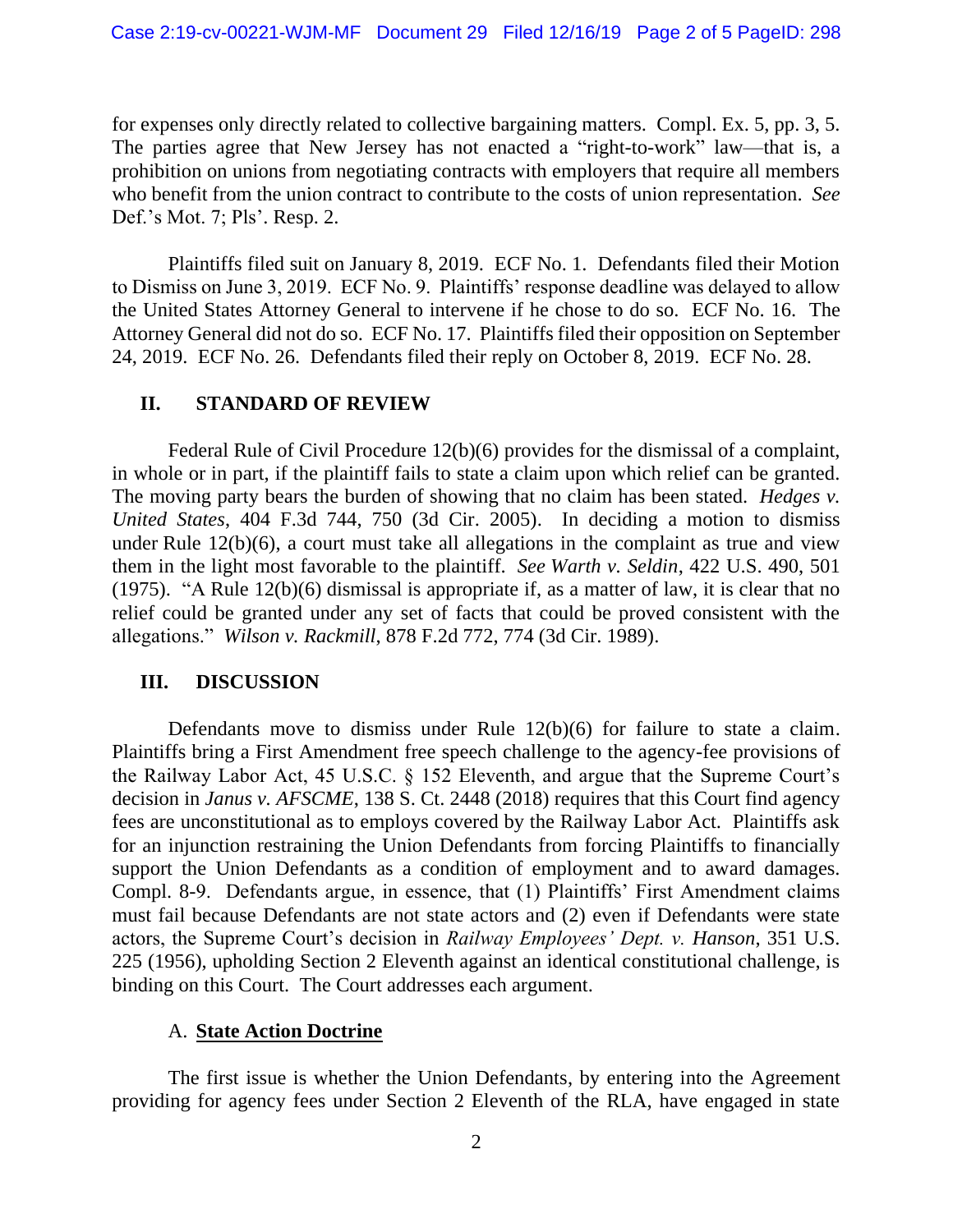for expenses only directly related to collective bargaining matters. Compl. Ex. 5, pp. 3, 5. The parties agree that New Jersey has not enacted a "right-to-work" law—that is, a prohibition on unions from negotiating contracts with employers that require all members who benefit from the union contract to contribute to the costs of union representation. *See* Def.'s Mot. 7; Pls'. Resp. 2.

Plaintiffs filed suit on January 8, 2019. ECF No. 1. Defendants filed their Motion to Dismiss on June 3, 2019. ECF No. 9. Plaintiffs' response deadline was delayed to allow the United States Attorney General to intervene if he chose to do so. ECF No. 16. The Attorney General did not do so. ECF No. 17. Plaintiffs filed their opposition on September 24, 2019. ECF No. 26. Defendants filed their reply on October 8, 2019. ECF No. 28.

## II. STANDARD OF REVIEW

Federal Rule of Civil Procedure 12(b)(6) provides for the dismissal of a complaint, in whole or in part, if the plaintiff fails to state a claim upon which relief can be granted. The moving party bears the burden of showing that no claim has been stated. *Hedges v. United States*, 404 F.3d 744, 750 (3d Cir. 2005). In deciding a motion to dismiss under Rule 12(b)(6), a court must take all allegations in the complaint as true and view them in the light most favorable to the plaintiff. *See Warth v. Seldin*, 422 U.S. 490, 501 (1975). "A Rule 12(b)(6) dismissal is appropriate if, as a matter of law, it is clear that no relief could be granted under any set of facts that could be proved consistent with the allegations." *Wilson v. Rackmill*, 878 F.2d 772, 774 (3d Cir. 1989).

## III. DISCUSSION

Defendants move to dismiss under Rule 12(b)(6) for failure to state a claim. Plaintiffs bring a First Amendment free speech challenge to the agency-fee provisions of the Railway Labor Act, 45 U.S.C. § 152 Eleventh, and argue that the Supreme Court's decision in *Janus v. AFSCME*, 138 S. Ct. 2448 (2018) requires that this Court find agency fees are unconstitutional as to employs covered by the Railway Labor Act. Plaintiffs ask for an injunction restraining the Union Defendants from forcing Plaintiffs to financially support the Union Defendants as a condition of employment and to award damages. Compl. 8-9. Defendants argue, in essence, that (1) Plaintiffs' First Amendment claims must fail because Defendants are not state actors and (2) even if Defendants were state actors, the Supreme Court's decision in *Railway Employees' Dept. v. Hanson*, 351 U.S. 225 (1956), upholding Section 2 Eleventh against an identical constitutional challenge, is binding on this Court. The Court addresses each argument.

### A. <u>**State Action Doctrine**</u>

The first issue is whether the Union Defendants, by entering into the Agreement providing for agency fees under Section 2 Eleventh of the RLA, have engaged in state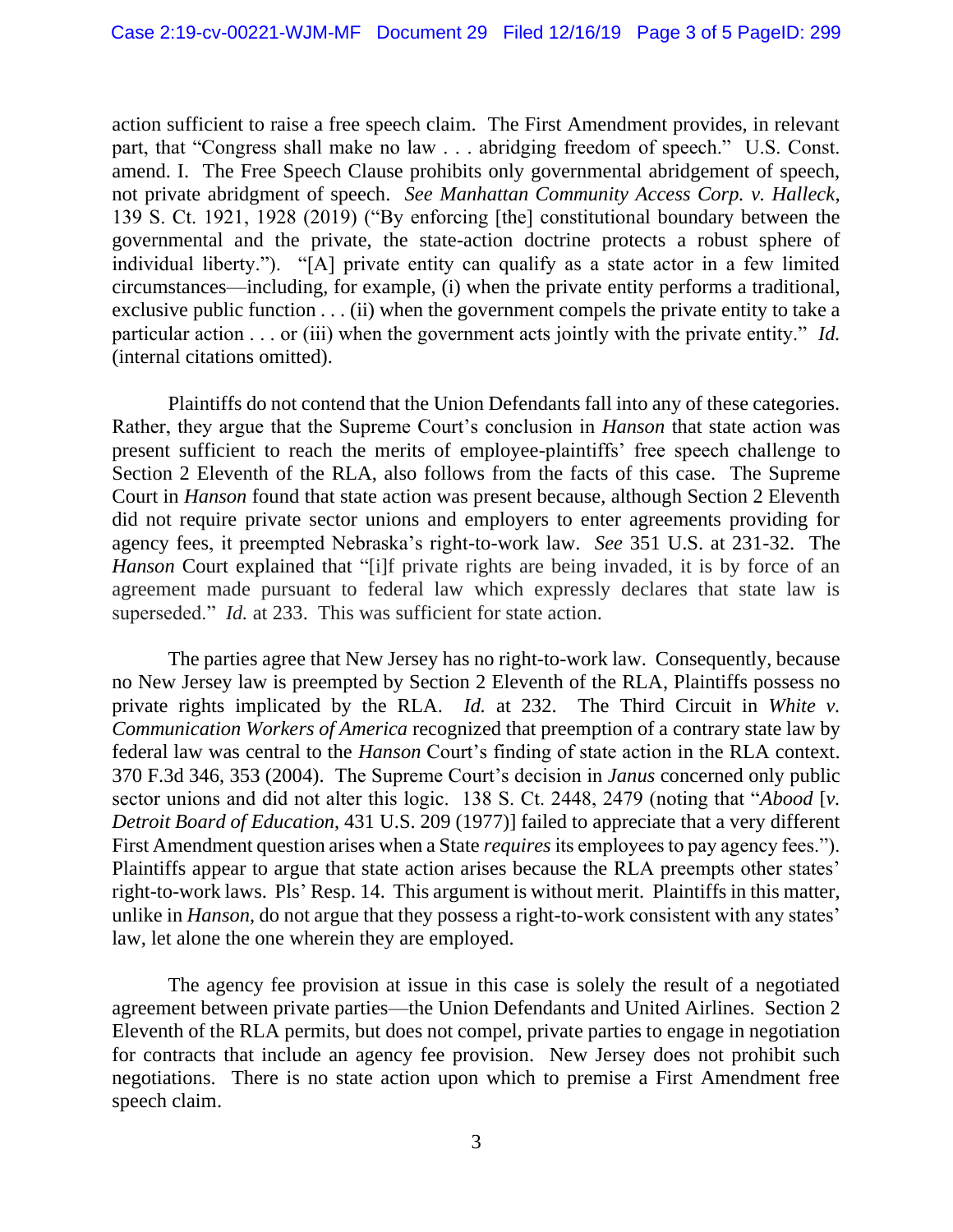action sufficient to raise a free speech claim. The First Amendment provides, in relevant part, that "Congress shall make no law . . . abridging freedom of speech." U.S. Const. amend. I. The Free Speech Clause prohibits only governmental abridgement of speech, not private abridgment of speech. *See Manhattan Community Access Corp. v. Halleck*, 139 S. Ct. 1921, 1928 (2019) ("By enforcing [the] constitutional boundary between the governmental and the private, the state-action doctrine protects a robust sphere of individual liberty."). "[A] private entity can qualify as a state actor in a few limited circumstances—including, for example, (i) when the private entity performs a traditional, exclusive public function . . . (ii) when the government compels the private entity to take a particular action . . . or (iii) when the government acts jointly with the private entity." *Id.* (internal citations omitted).

Plaintiffs do not contend that the Union Defendants fall into any of these categories. Rather, they argue that the Supreme Court's conclusion in *Hanson* that state action was present sufficient to reach the merits of employee-plaintiffs' free speech challenge to Section 2 Eleventh of the RLA, also follows from the facts of this case. The Supreme Court in *Hanson* found that state action was present because, although Section 2 Eleventh did not require private sector unions and employers to enter agreements providing for agency fees, it preempted Nebraska's right-to-work law. *See* 351 U.S. at 231-32. The *Hanson* Court explained that "[i]f private rights are being invaded, it is by force of an agreement made pursuant to federal law which expressly declares that state law is superseded." *Id.* at 233. This was sufficient for state action.

The parties agree that New Jersey has no right-to-work law. Consequently, because no New Jersey law is preempted by Section 2 Eleventh of the RLA, Plaintiffs possess no private rights implicated by the RLA. *Id.* at 232. The Third Circuit in *White v. Communication Workers of America* recognized that preemption of a contrary state law by federal law was central to the *Hanson* Court's finding of state action in the RLA context. 370 F.3d 346, 353 (2004). The Supreme Court's decision in *Janus* concerned only public sector unions and did not alter this logic. 138 S. Ct. 2448, 2479 (noting that "*Abood* [*v. Detroit Board of Education*, 431 U.S. 209 (1977)] failed to appreciate that a very different First Amendment question arises when a State *requires* its employees to pay agency fees."). Plaintiffs appear to argue that state action arises because the RLA preempts other states' right-to-work laws. Pls' Resp. 14. This argument is without merit. Plaintiffs in this matter, unlike in *Hanson*, do not argue that they possess a right-to-work consistent with any states' law, let alone the one wherein they are employed.

The agency fee provision at issue in this case is solely the result of a negotiated agreement between private parties—the Union Defendants and United Airlines. Section 2 Eleventh of the RLA permits, but does not compel, private parties to engage in negotiation for contracts that include an agency fee provision. New Jersey does not prohibit such negotiations. There is no state action upon which to premise a First Amendment free speech claim.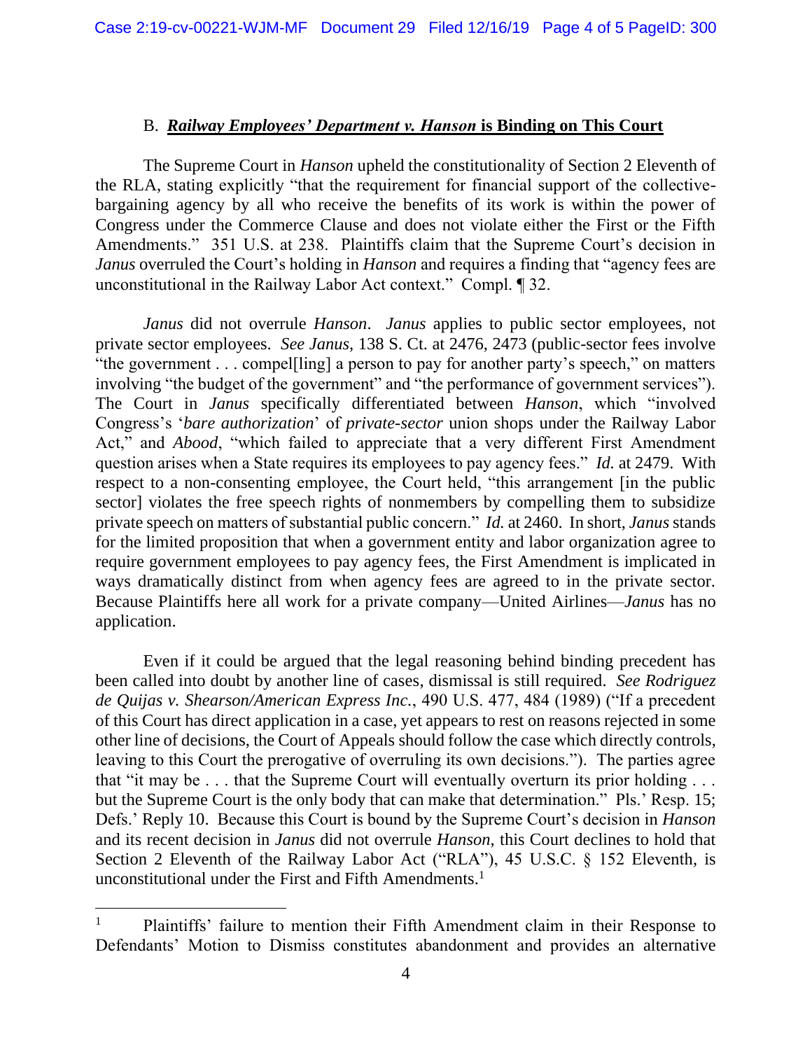### B. ***Railway Employees' Department v. Hanson* is Binding on This Court**

The Supreme Court in *Hanson* upheld the constitutionality of Section 2 Eleventh of the RLA, stating explicitly "that the requirement for financial support of the collective-bargaining agency by all who receive the benefits of its work is within the power of Congress under the Commerce Clause and does not violate either the First or the Fifth Amendments." 351 U.S. at 238. Plaintiffs claim that the Supreme Court's decision in *Janus* overruled the Court's holding in *Hanson* and requires a finding that "agency fees are unconstitutional in the Railway Labor Act context." Compl. ¶ 32.

*Janus* did not overrule *Hanson*. *Janus* applies to public sector employees, not private sector employees. *See Janus*, 138 S. Ct. at 2476, 2473 (public-sector fees involve "the government . . . compel[ling] a person to pay for another party's speech," on matters involving "the budget of the government" and "the performance of government services"). The Court in *Janus* specifically differentiated between *Hanson*, which "involved Congress's '*bare authorization*' of *private-sector* union shops under the Railway Labor Act," and *Abood*, "which failed to appreciate that a very different First Amendment question arises when a State requires its employees to pay agency fees." *Id.* at 2479. With respect to a non-consenting employee, the Court held, "this arrangement [in the public sector] violates the free speech rights of nonmembers by compelling them to subsidize private speech on matters of substantial public concern." *Id.* at 2460. In short, *Janus* stands for the limited proposition that when a government entity and labor organization agree to require government employees to pay agency fees, the First Amendment is implicated in ways dramatically distinct from when agency fees are agreed to in the private sector. Because Plaintiffs here all work for a private company—United Airlines—*Janus* has no application.

Even if it could be argued that the legal reasoning behind binding precedent has been called into doubt by another line of cases, dismissal is still required. *See Rodriguez de Quijas v. Shearson/American Express Inc.*, 490 U.S. 477, 484 (1989) ("If a precedent of this Court has direct application in a case, yet appears to rest on reasons rejected in some other line of decisions, the Court of Appeals should follow the case which directly controls, leaving to this Court the prerogative of overruling its own decisions."). The parties agree that "it may be . . . that the Supreme Court will eventually overturn its prior holding . . . but the Supreme Court is the only body that can make that determination." Pls.' Resp. 15; Defs.' Reply 10. Because this Court is bound by the Supreme Court's decision in *Hanson* and its recent decision in *Janus* did not overrule *Hanson*, this Court declines to hold that Section 2 Eleventh of the Railway Labor Act ("RLA"), 45 U.S.C. § 152 Eleventh, is unconstitutional under the First and Fifth Amendments.[1]

---

[1] Plaintiffs' failure to mention their Fifth Amendment claim in their Response to Defendants' Motion to Dismiss constitutes abandonment and provides an alternative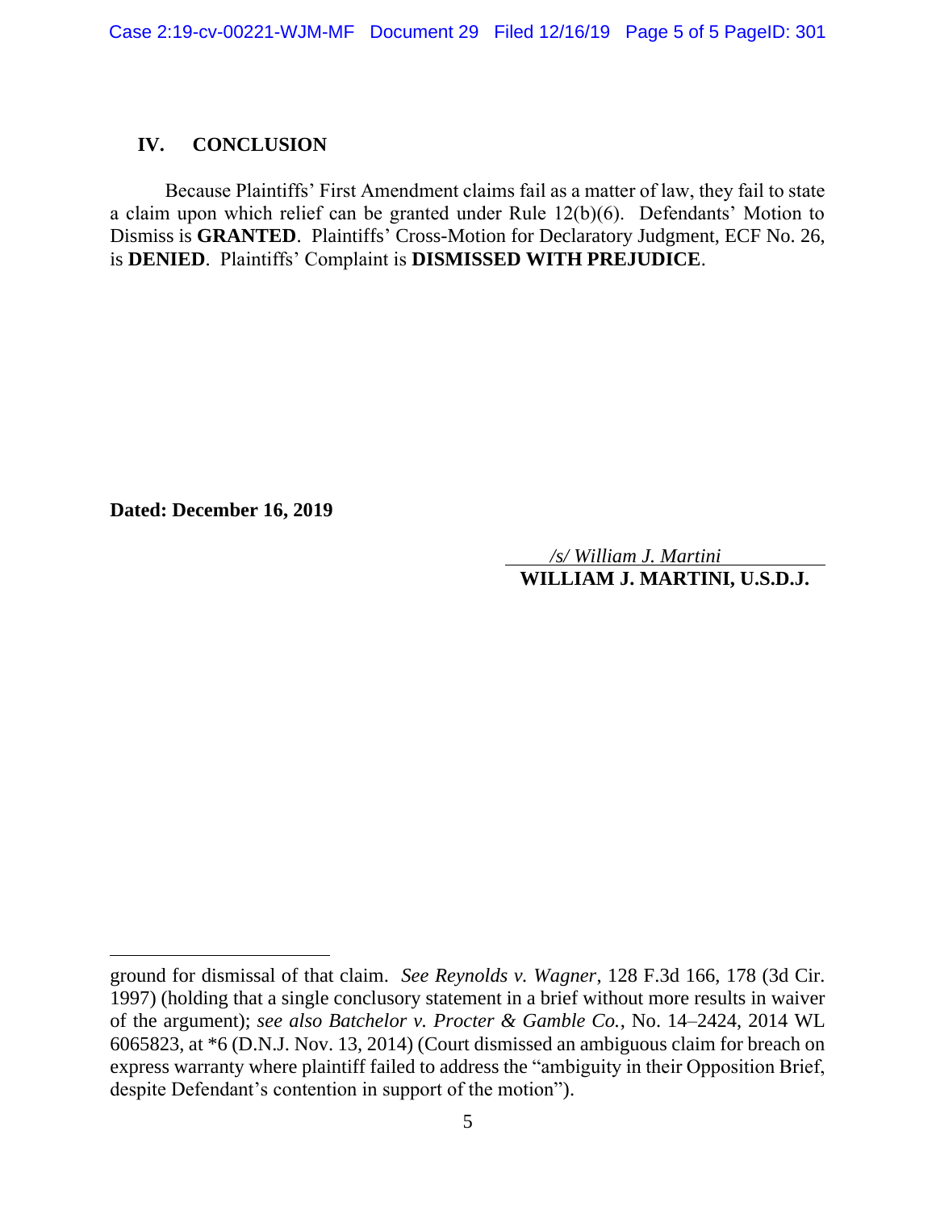## IV. CONCLUSION

Because Plaintiffs' First Amendment claims fail as a matter of law, they fail to state a claim upon which relief can be granted under Rule 12(b)(6). Defendants' Motion to Dismiss is **GRANTED**. Plaintiffs' Cross-Motion for Declaratory Judgment, ECF No. 26, is **DENIED**. Plaintiffs' Complaint is **DISMISSED WITH PREJUDICE**.

**Dated: December 16, 2019**

*/s/ William J. Martini*

**WILLIAM J. MARTINI, U.S.D.J.**

---

ground for dismissal of that claim. *See Reynolds v. Wagner*, 128 F.3d 166, 178 (3d Cir. 1997) (holding that a single conclusory statement in a brief without more results in waiver of the argument); *see also Batchelor v. Procter & Gamble Co.*, No. 14–2424, 2014 WL 6065823, at *6 (D.N.J. Nov. 13, 2014) (Court dismissed an ambiguous claim for breach on express warranty where plaintiff failed to address the "ambiguity in their Opposition Brief, despite Defendant's contention in support of the motion").